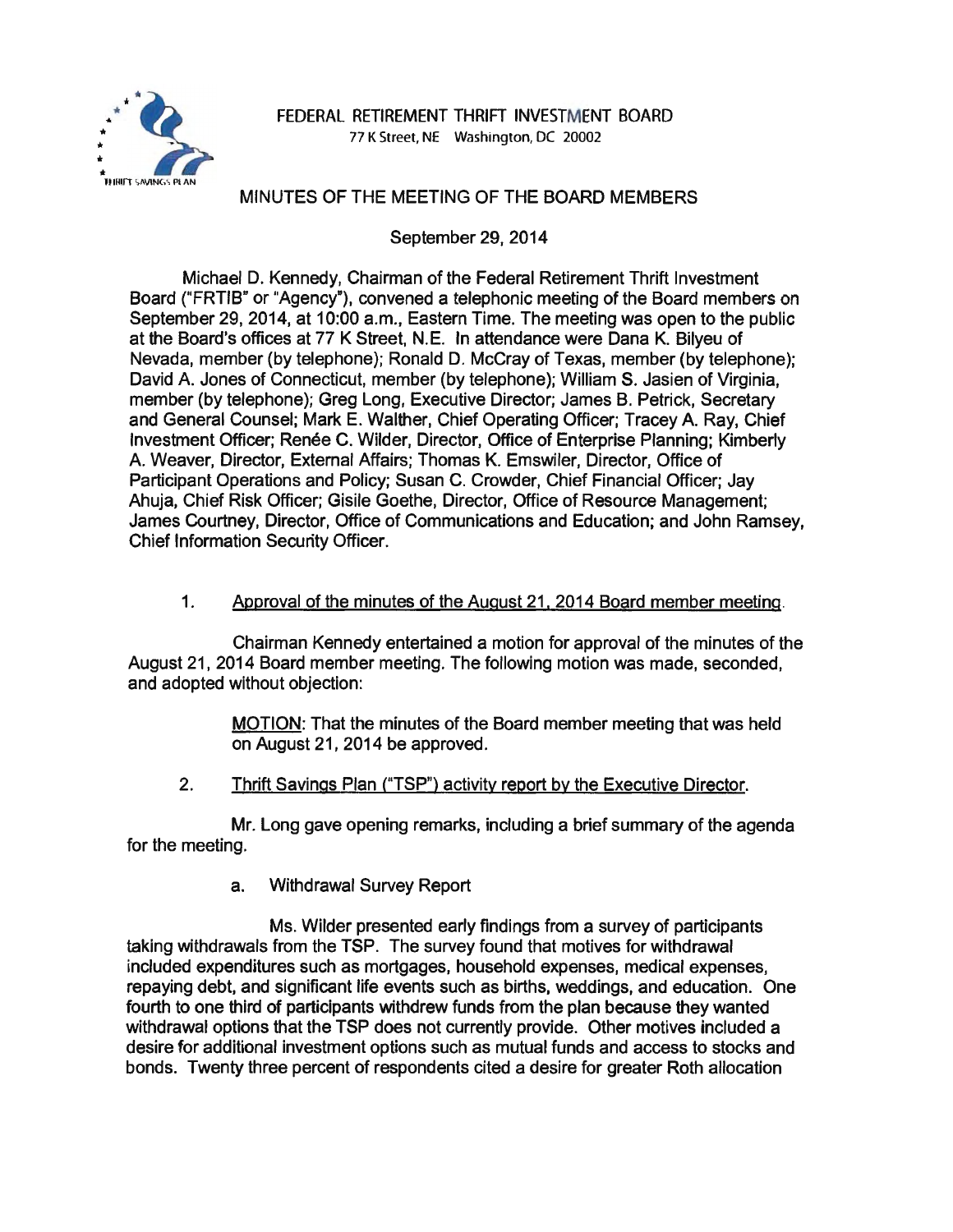FEDERAL RETIREMENT THRIFT INVESTMENT BOARD
77 K Street, NE Washington, DC 20002

# MINUTES OF THE MEETING OF THE BOARD MEMBERS

September 29, 2014

Michael D. Kennedy, Chairman of the Federal Retirement Thrift Investment Board ("FRTIB" or "Agency"), convened a telephonic meeting of the Board members on September 29, 2014, at 10:00 a.m., Eastern Time. The meeting was open to the public at the Board's offices at 77 K Street, N.E. In attendance were Dana K. Bilyeu of Nevada, member (by telephone); Ronald D. McCray of Texas, member (by telephone); David A. Jones of Connecticut, member (by telephone); William S. Jasien of Virginia, member (by telephone); Greg Long, Executive Director; James B. Petrick, Secretary and General Counsel; Mark E. Walther, Chief Operating Officer; Tracey A. Ray, Chief Investment Officer; Renée C. Wilder, Director, Office of Enterprise Planning; Kimberly A. Weaver, Director, External Affairs; Thomas K. Emswiler, Director, Office of Participant Operations and Policy; Susan C. Crowder, Chief Financial Officer; Jay Ahuja, Chief Risk Officer; Gisile Goethe, Director, Office of Resource Management; James Courtney, Director, Office of Communications and Education; and John Ramsey, Chief Information Security Officer.

1. Approval of the minutes of the August 21, 2014 Board member meeting.

Chairman Kennedy entertained a motion for approval of the minutes of the August 21, 2014 Board member meeting. The following motion was made, seconded, and adopted without objection:

> MOTION: That the minutes of the Board member meeting that was held on August 21, 2014 be approved.

2. Thrift Savings Plan ("TSP") activity report by the Executive Director.

Mr. Long gave opening remarks, including a brief summary of the agenda for the meeting.

a. Withdrawal Survey Report

Ms. Wilder presented early findings from a survey of participants taking withdrawals from the TSP. The survey found that motives for withdrawal included expenditures such as mortgages, household expenses, medical expenses, repaying debt, and significant life events such as births, weddings, and education. One fourth to one third of participants withdrew funds from the plan because they wanted withdrawal options that the TSP does not currently provide. Other motives included a desire for additional investment options such as mutual funds and access to stocks and bonds. Twenty three percent of respondents cited a desire for greater Roth allocation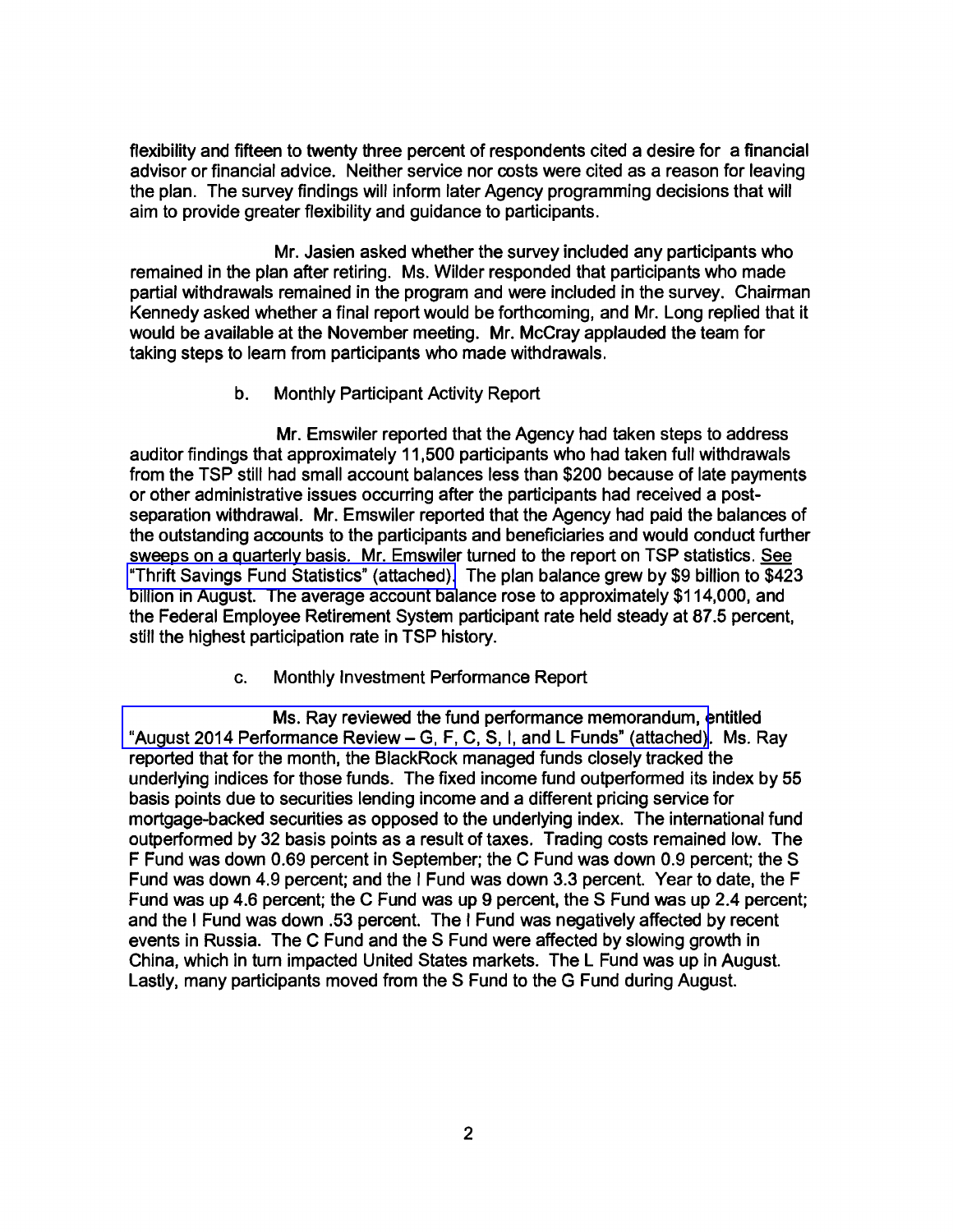flexibility and fifteen to twenty three percent of respondents cited a desire for a financial advisor or financial advice. Neither service nor costs were cited as a reason for leaving the plan. The survey findings will inform later Agency programming decisions that will aim to provide greater flexibility and guidance to participants.

Mr. Jasien asked whether the survey included any participants who remained in the plan after retiring. Ms. Wilder responded that participants who made partial withdrawals remained in the program and were included in the survey. Chairman Kennedy asked whether a final report would be forthcoming, and Mr. Long replied that it would be available at the November meeting. Mr. McCray applauded the team for taking steps to learn from participants who made withdrawals.

b. Monthly Participant Activity Report

Mr. Emswiler reported that the Agency had taken steps to address auditor findings that approximately 11,500 participants who had taken full withdrawals from the TSP still had small account balances less than $200 because of late payments or other administrative issues occurring after the participants had received a post-separation withdrawal. Mr. Emswiler reported that the Agency had paid the balances of the outstanding accounts to the participants and beneficiaries and would conduct further sweeps on a quarterly basis. Mr. Emswiler turned to the report on TSP statistics. See "Thrift Savings Fund Statistics" (attached). The plan balance grew by $9 billion to $423 billion in August. The average account balance rose to approximately $114,000, and the Federal Employee Retirement System participant rate held steady at 87.5 percent, still the highest participation rate in TSP history.

c. Monthly Investment Performance Report

Ms. Ray reviewed the fund performance memorandum, entitled "August 2014 Performance Review – G, F, C, S, I, and L Funds" (attached). Ms. Ray reported that for the month, the BlackRock managed funds closely tracked the underlying indices for those funds. The fixed income fund outperformed its index by 55 basis points due to securities lending income and a different pricing service for mortgage-backed securities as opposed to the underlying index. The international fund outperformed by 32 basis points as a result of taxes. Trading costs remained low. The F Fund was down 0.69 percent in September; the C Fund was down 0.9 percent; the S Fund was down 4.9 percent; and the I Fund was down 3.3 percent. Year to date, the F Fund was up 4.6 percent; the C Fund was up 9 percent, the S Fund was up 2.4 percent; and the I Fund was down .53 percent. The I Fund was negatively affected by recent events in Russia. The C Fund and the S Fund were affected by slowing growth in China, which in turn impacted United States markets. The L Fund was up in August. Lastly, many participants moved from the S Fund to the G Fund during August.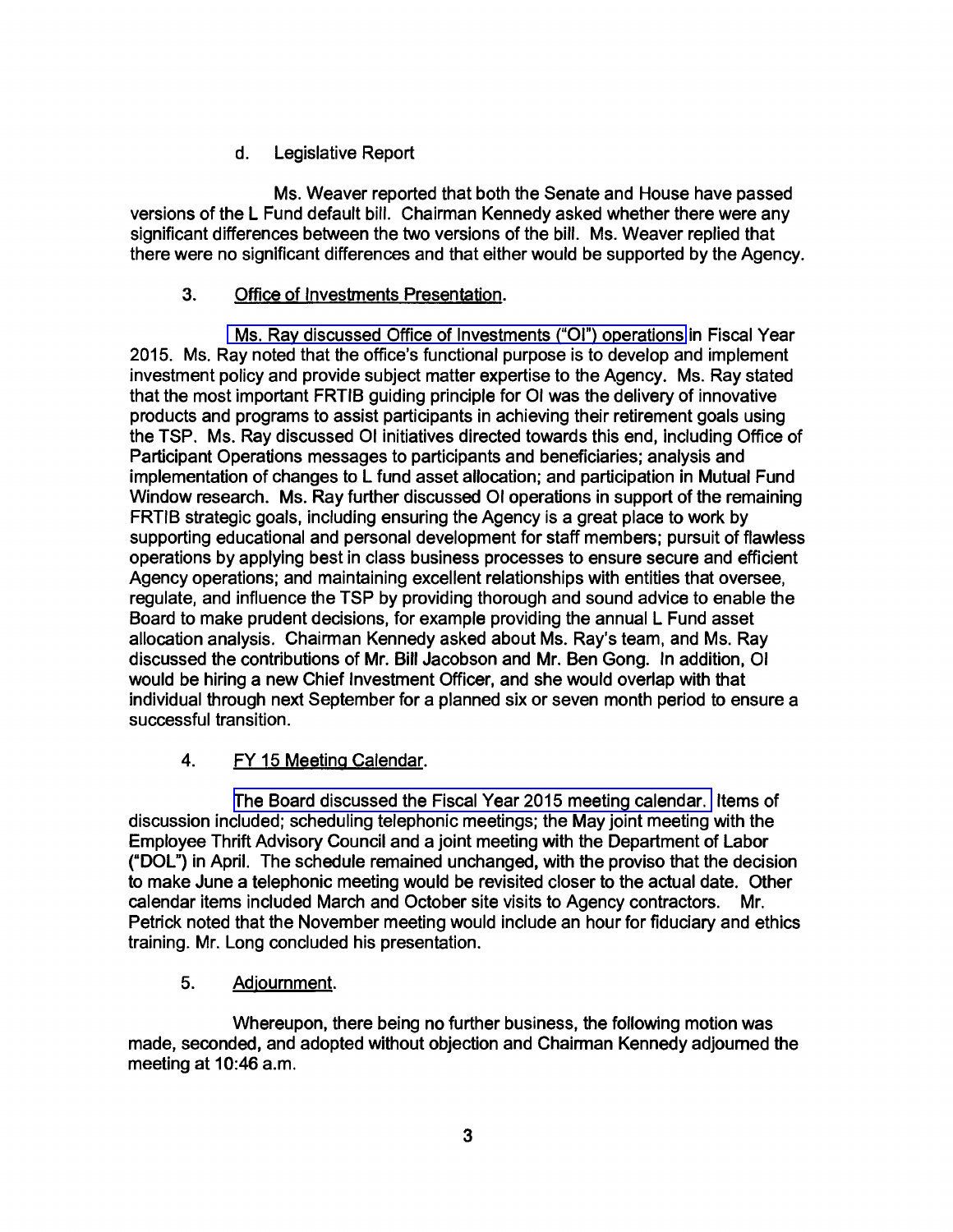d. Legislative Report

Ms. Weaver reported that both the Senate and House have passed versions of the L Fund default bill. Chairman Kennedy asked whether there were any significant differences between the two versions of the bill. Ms. Weaver replied that there were no significant differences and that either would be supported by the Agency.

3. Office of Investments Presentation.

Ms. Ray discussed Office of Investments ("OI") operations in Fiscal Year 2015. Ms. Ray noted that the office's functional purpose is to develop and implement investment policy and provide subject matter expertise to the Agency. Ms. Ray stated that the most important FRTIB guiding principle for OI was the delivery of innovative products and programs to assist participants in achieving their retirement goals using the TSP. Ms. Ray discussed OI initiatives directed towards this end, including Office of Participant Operations messages to participants and beneficiaries; analysis and implementation of changes to L fund asset allocation; and participation in Mutual Fund Window research. Ms. Ray further discussed OI operations in support of the remaining FRTIB strategic goals, including ensuring the Agency is a great place to work by supporting educational and personal development for staff members; pursuit of flawless operations by applying best in class business processes to ensure secure and efficient Agency operations; and maintaining excellent relationships with entities that oversee, regulate, and influence the TSP by providing thorough and sound advice to enable the Board to make prudent decisions, for example providing the annual L Fund asset allocation analysis. Chairman Kennedy asked about Ms. Ray's team, and Ms. Ray discussed the contributions of Mr. Bill Jacobson and Mr. Ben Gong. In addition, OI would be hiring a new Chief Investment Officer, and she would overlap with that individual through next September for a planned six or seven month period to ensure a successful transition.

4. FY 15 Meeting Calendar.

The Board discussed the Fiscal Year 2015 meeting calendar. Items of discussion included; scheduling telephonic meetings; the May joint meeting with the Employee Thrift Advisory Council and a joint meeting with the Department of Labor ("DOL") in April. The schedule remained unchanged, with the proviso that the decision to make June a telephonic meeting would be revisited closer to the actual date. Other calendar items included March and October site visits to Agency contractors. Mr. Petrick noted that the November meeting would include an hour for fiduciary and ethics training. Mr. Long concluded his presentation.

5. Adjournment.

Whereupon, there being no further business, the following motion was made, seconded, and adopted without objection and Chairman Kennedy adjourned the meeting at 10:46 a.m.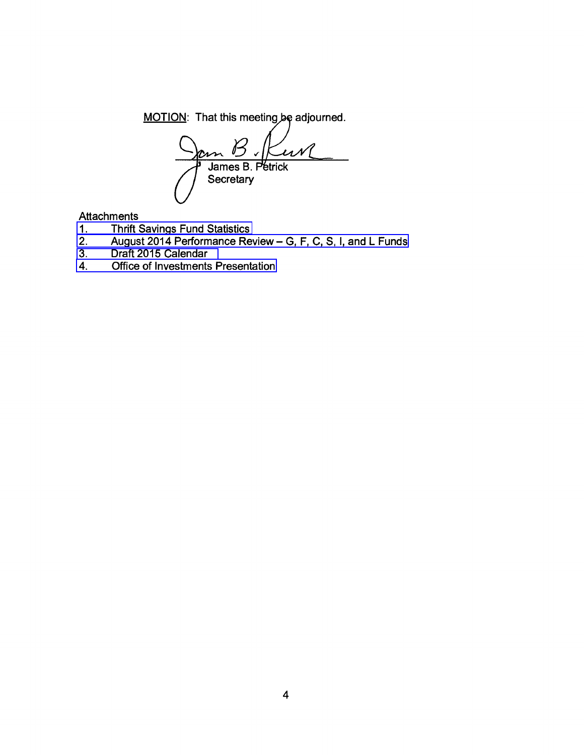MOTION: That this meeting be adjourned.

James B. Petrick
Secretary

Attachments

1. Thrift Savings Fund Statistics
2. August 2014 Performance Review – G, F, C, S, I, and L Funds
3. Draft 2015 Calendar
4. Office of Investments Presentation